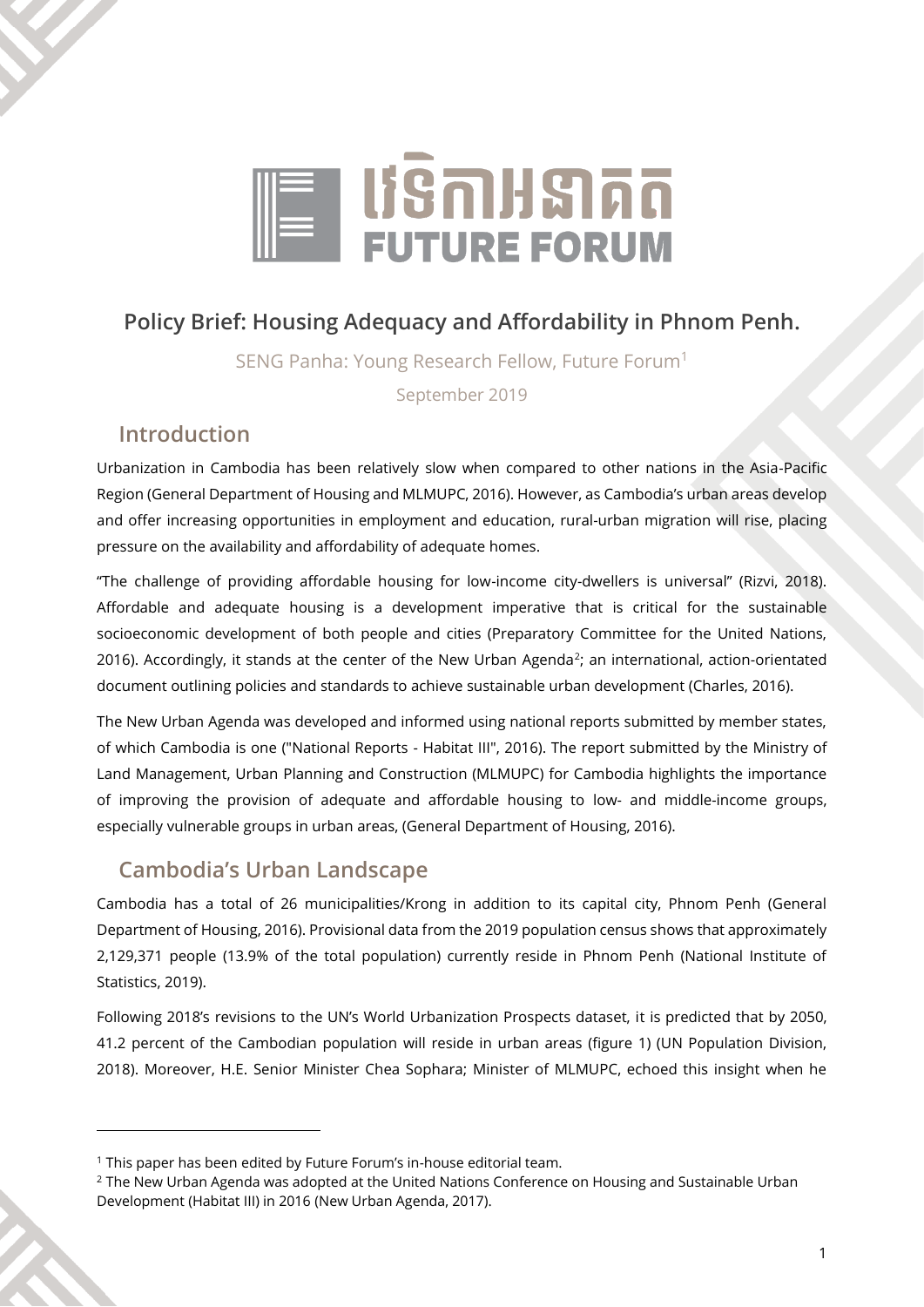# វេទិកាអនាគត FUTURE FORUM

## Policy Brief: Housing Adequacy and Affordability in Phnom Penh.

SENG Panha: Young Research Fellow, Future Forum[1]

September 2019

## Introduction

Urbanization in Cambodia has been relatively slow when compared to other nations in the Asia-Pacific Region (General Department of Housing and MLMUPC, 2016). However, as Cambodia's urban areas develop and offer increasing opportunities in employment and education, rural-urban migration will rise, placing pressure on the availability and affordability of adequate homes.

"The challenge of providing affordable housing for low-income city-dwellers is universal" (Rizvi, 2018). Affordable and adequate housing is a development imperative that is critical for the sustainable socioeconomic development of both people and cities (Preparatory Committee for the United Nations, 2016). Accordingly, it stands at the center of the New Urban Agenda[2]; an international, action-orientated document outlining policies and standards to achieve sustainable urban development (Charles, 2016).

The New Urban Agenda was developed and informed using national reports submitted by member states, of which Cambodia is one ("National Reports - Habitat III", 2016). The report submitted by the Ministry of Land Management, Urban Planning and Construction (MLMUPC) for Cambodia highlights the importance of improving the provision of adequate and affordable housing to low- and middle-income groups, especially vulnerable groups in urban areas, (General Department of Housing, 2016).

## Cambodia's Urban Landscape

Cambodia has a total of 26 municipalities/Krong in addition to its capital city, Phnom Penh (General Department of Housing, 2016). Provisional data from the 2019 population census shows that approximately 2,129,371 people (13.9% of the total population) currently reside in Phnom Penh (National Institute of Statistics, 2019).

Following 2018's revisions to the UN's World Urbanization Prospects dataset, it is predicted that by 2050, 41.2 percent of the Cambodian population will reside in urban areas (figure 1) (UN Population Division, 2018). Moreover, H.E. Senior Minister Chea Sophara; Minister of MLMUPC, echoed this insight when he

---

[1] This paper has been edited by Future Forum's in-house editorial team.

[2] The New Urban Agenda was adopted at the United Nations Conference on Housing and Sustainable Urban Development (Habitat III) in 2016 (New Urban Agenda, 2017).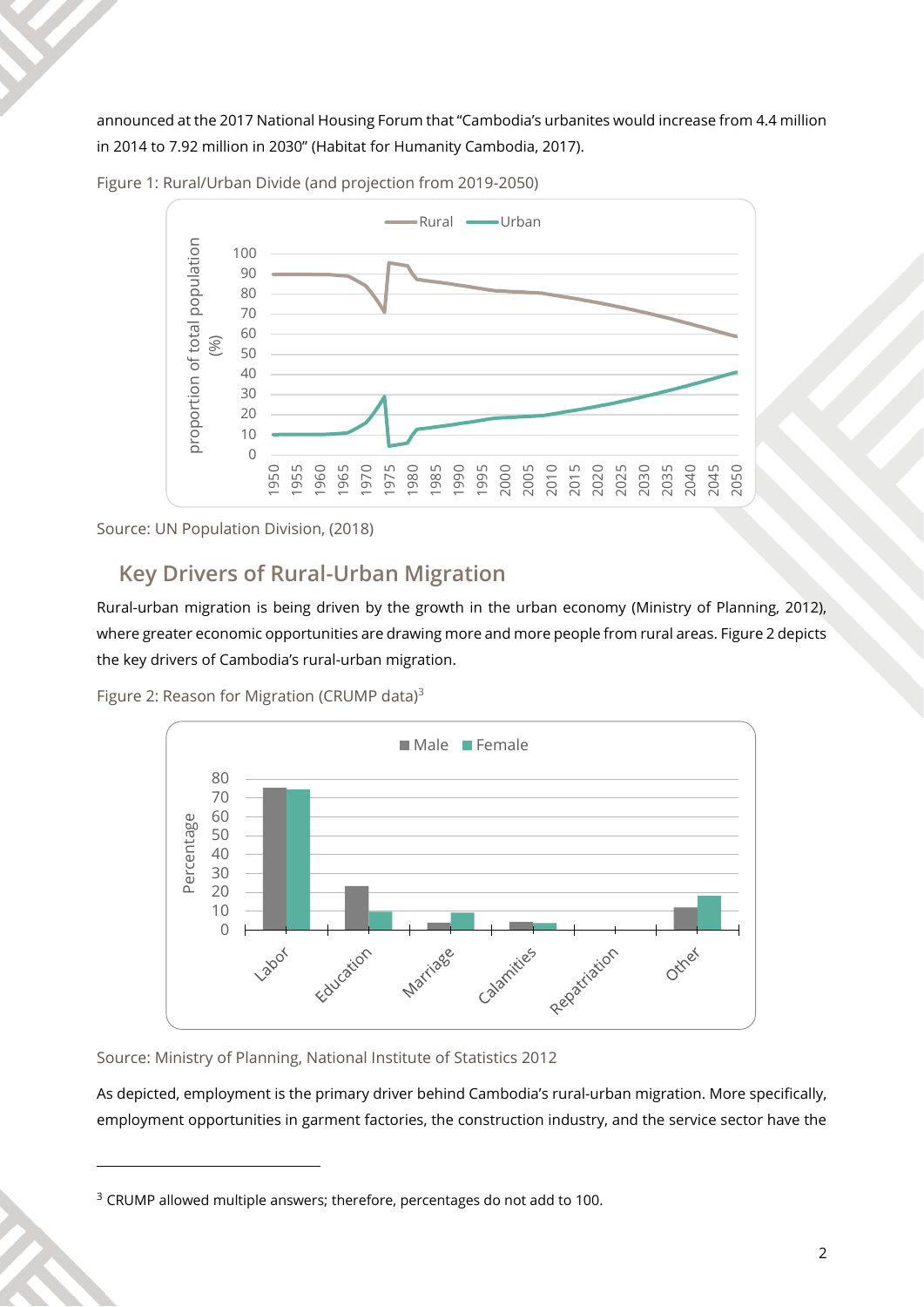announced at the 2017 National Housing Forum that "Cambodia's urbanites would increase from 4.4 million in 2014 to 7.92 million in 2030" (Habitat for Humanity Cambodia, 2017).

Figure 1: Rural/Urban Divide (and projection from 2019-2050)

Source: UN Population Division, (2018)

## Key Drivers of Rural-Urban Migration

Rural-urban migration is being driven by the growth in the urban economy (Ministry of Planning, 2012), where greater economic opportunities are drawing more and more people from rural areas. Figure 2 depicts the key drivers of Cambodia's rural-urban migration.

Figure 2: Reason for Migration (CRUMP data)[3]

Source: Ministry of Planning, National Institute of Statistics 2012

As depicted, employment is the primary driver behind Cambodia's rural-urban migration. More specifically, employment opportunities in garment factories, the construction industry, and the service sector have the

[3] CRUMP allowed multiple answers; therefore, percentages do not add to 100.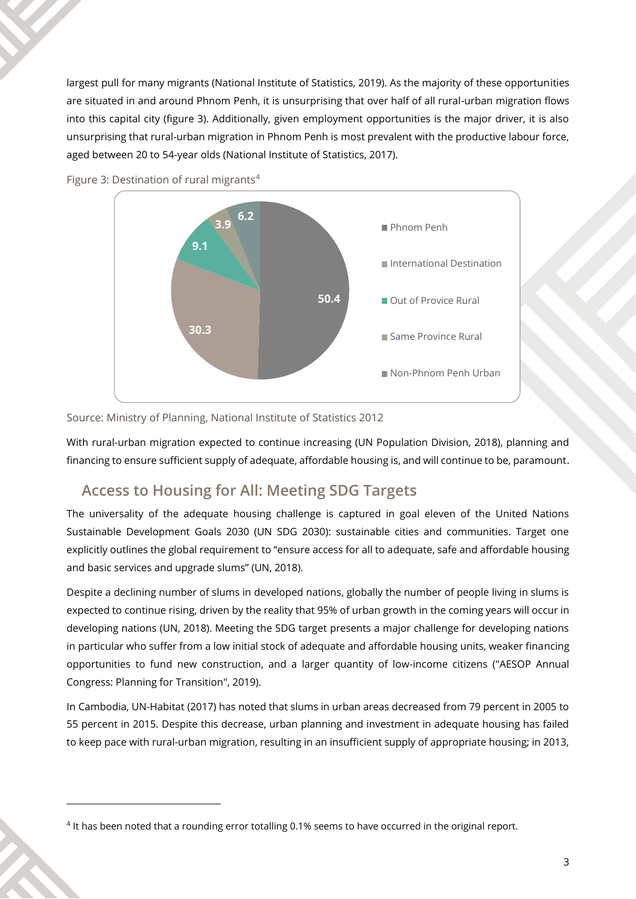largest pull for many migrants (National Institute of Statistics, 2019). As the majority of these opportunities are situated in and around Phnom Penh, it is unsurprising that over half of all rural-urban migration flows into this capital city (figure 3). Additionally, given employment opportunities is the major driver, it is also unsurprising that rural-urban migration in Phnom Penh is most prevalent with the productive labour force, aged between 20 to 54-year olds (National Institute of Statistics, 2017).

Figure 3: Destination of rural migrants[4]

Source: Ministry of Planning, National Institute of Statistics 2012

With rural-urban migration expected to continue increasing (UN Population Division, 2018), planning and financing to ensure sufficient supply of adequate, affordable housing is, and will continue to be, paramount.

## Access to Housing for All: Meeting SDG Targets

The universality of the adequate housing challenge is captured in goal eleven of the United Nations Sustainable Development Goals 2030 (UN SDG 2030): sustainable cities and communities. Target one explicitly outlines the global requirement to "ensure access for all to adequate, safe and affordable housing and basic services and upgrade slums" (UN, 2018).

Despite a declining number of slums in developed nations, globally the number of people living in slums is expected to continue rising, driven by the reality that 95% of urban growth in the coming years will occur in developing nations (UN, 2018). Meeting the SDG target presents a major challenge for developing nations in particular who suffer from a low initial stock of adequate and affordable housing units, weaker financing opportunities to fund new construction, and a larger quantity of low-income citizens ("AESOP Annual Congress: Planning for Transition", 2019).

In Cambodia, UN-Habitat (2017) has noted that slums in urban areas decreased from 79 percent in 2005 to 55 percent in 2015. Despite this decrease, urban planning and investment in adequate housing has failed to keep pace with rural-urban migration, resulting in an insufficient supply of appropriate housing; in 2013,

---

[4] It has been noted that a rounding error totalling 0.1% seems to have occurred in the original report.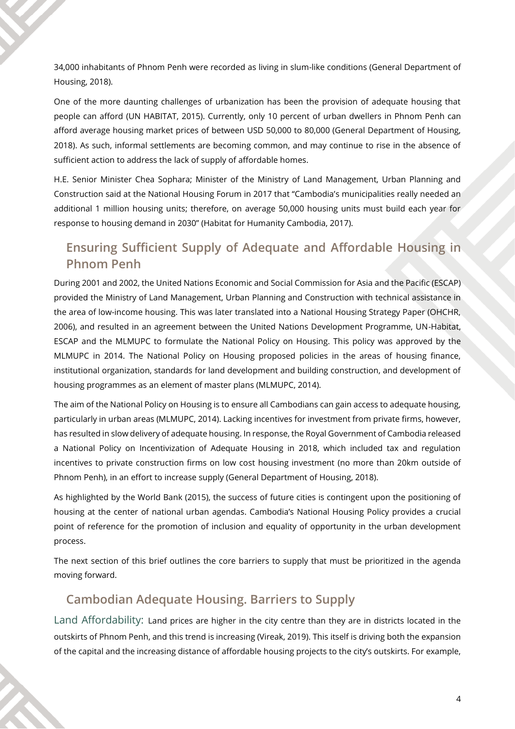34,000 inhabitants of Phnom Penh were recorded as living in slum-like conditions (General Department of Housing, 2018).

One of the more daunting challenges of urbanization has been the provision of adequate housing that people can afford (UN HABITAT, 2015). Currently, only 10 percent of urban dwellers in Phnom Penh can afford average housing market prices of between USD 50,000 to 80,000 (General Department of Housing, 2018). As such, informal settlements are becoming common, and may continue to rise in the absence of sufficient action to address the lack of supply of affordable homes.

H.E. Senior Minister Chea Sophara; Minister of the Ministry of Land Management, Urban Planning and Construction said at the National Housing Forum in 2017 that "Cambodia's municipalities really needed an additional 1 million housing units; therefore, on average 50,000 housing units must build each year for response to housing demand in 2030" (Habitat for Humanity Cambodia, 2017).

## Ensuring Sufficient Supply of Adequate and Affordable Housing in Phnom Penh

During 2001 and 2002, the United Nations Economic and Social Commission for Asia and the Pacific (ESCAP) provided the Ministry of Land Management, Urban Planning and Construction with technical assistance in the area of low-income housing. This was later translated into a National Housing Strategy Paper (OHCHR, 2006), and resulted in an agreement between the United Nations Development Programme, UN-Habitat, ESCAP and the MLMUPC to formulate the National Policy on Housing. This policy was approved by the MLMUPC in 2014. The National Policy on Housing proposed policies in the areas of housing finance, institutional organization, standards for land development and building construction, and development of housing programmes as an element of master plans (MLMUPC, 2014).

The aim of the National Policy on Housing is to ensure all Cambodians can gain access to adequate housing, particularly in urban areas (MLMUPC, 2014). Lacking incentives for investment from private firms, however, has resulted in slow delivery of adequate housing. In response, the Royal Government of Cambodia released a National Policy on Incentivization of Adequate Housing in 2018, which included tax and regulation incentives to private construction firms on low cost housing investment (no more than 20km outside of Phnom Penh), in an effort to increase supply (General Department of Housing, 2018).

As highlighted by the World Bank (2015), the success of future cities is contingent upon the positioning of housing at the center of national urban agendas. Cambodia's National Housing Policy provides a crucial point of reference for the promotion of inclusion and equality of opportunity in the urban development process.

The next section of this brief outlines the core barriers to supply that must be prioritized in the agenda moving forward.

## Cambodian Adequate Housing. Barriers to Supply

Land Affordability: Land prices are higher in the city centre than they are in districts located in the outskirts of Phnom Penh, and this trend is increasing (Vireak, 2019). This itself is driving both the expansion of the capital and the increasing distance of affordable housing projects to the city's outskirts. For example,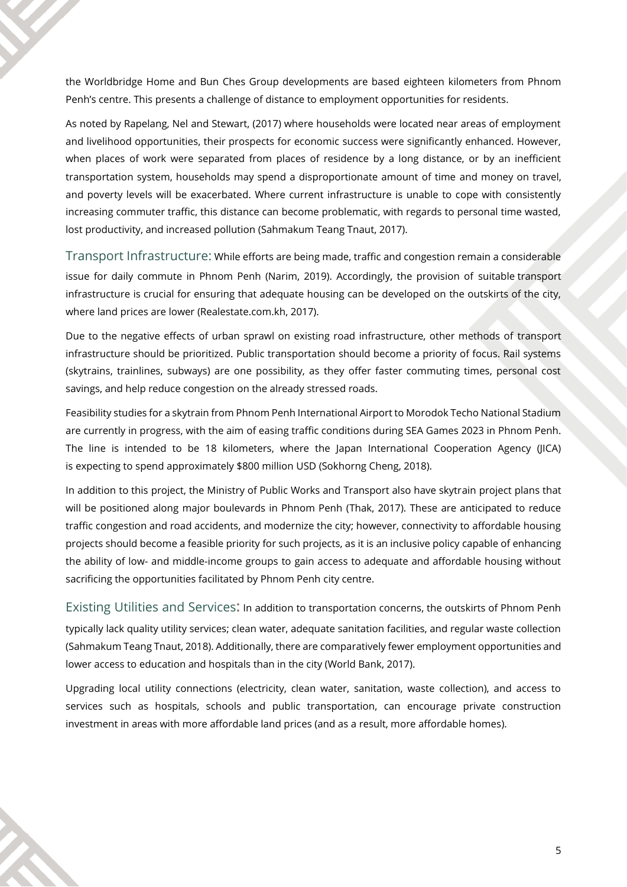the Worldbridge Home and Bun Ches Group developments are based eighteen kilometers from Phnom Penh's centre. This presents a challenge of distance to employment opportunities for residents.

As noted by Rapelang, Nel and Stewart, (2017) where households were located near areas of employment and livelihood opportunities, their prospects for economic success were significantly enhanced. However, when places of work were separated from places of residence by a long distance, or by an inefficient transportation system, households may spend a disproportionate amount of time and money on travel, and poverty levels will be exacerbated. Where current infrastructure is unable to cope with consistently increasing commuter traffic, this distance can become problematic, with regards to personal time wasted, lost productivity, and increased pollution (Sahmakum Teang Tnaut, 2017).

### Transport Infrastructure:

While efforts are being made, traffic and congestion remain a considerable issue for daily commute in Phnom Penh (Narim, 2019). Accordingly, the provision of suitable transport infrastructure is crucial for ensuring that adequate housing can be developed on the outskirts of the city, where land prices are lower (Realestate.com.kh, 2017).

Due to the negative effects of urban sprawl on existing road infrastructure, other methods of transport infrastructure should be prioritized. Public transportation should become a priority of focus. Rail systems (skytrains, trainlines, subways) are one possibility, as they offer faster commuting times, personal cost savings, and help reduce congestion on the already stressed roads.

Feasibility studies for a skytrain from Phnom Penh International Airport to Morodok Techo National Stadium are currently in progress, with the aim of easing traffic conditions during SEA Games 2023 in Phnom Penh. The line is intended to be 18 kilometers, where the Japan International Cooperation Agency (JICA) is expecting to spend approximately $800 million USD (Sokhorng Cheng, 2018).

In addition to this project, the Ministry of Public Works and Transport also have skytrain project plans that will be positioned along major boulevards in Phnom Penh (Thak, 2017). These are anticipated to reduce traffic congestion and road accidents, and modernize the city; however, connectivity to affordable housing projects should become a feasible priority for such projects, as it is an inclusive policy capable of enhancing the ability of low- and middle-income groups to gain access to adequate and affordable housing without sacrificing the opportunities facilitated by Phnom Penh city centre.

### Existing Utilities and Services:

In addition to transportation concerns, the outskirts of Phnom Penh typically lack quality utility services; clean water, adequate sanitation facilities, and regular waste collection (Sahmakum Teang Tnaut, 2018). Additionally, there are comparatively fewer employment opportunities and lower access to education and hospitals than in the city (World Bank, 2017).

Upgrading local utility connections (electricity, clean water, sanitation, waste collection), and access to services such as hospitals, schools and public transportation, can encourage private construction investment in areas with more affordable land prices (and as a result, more affordable homes).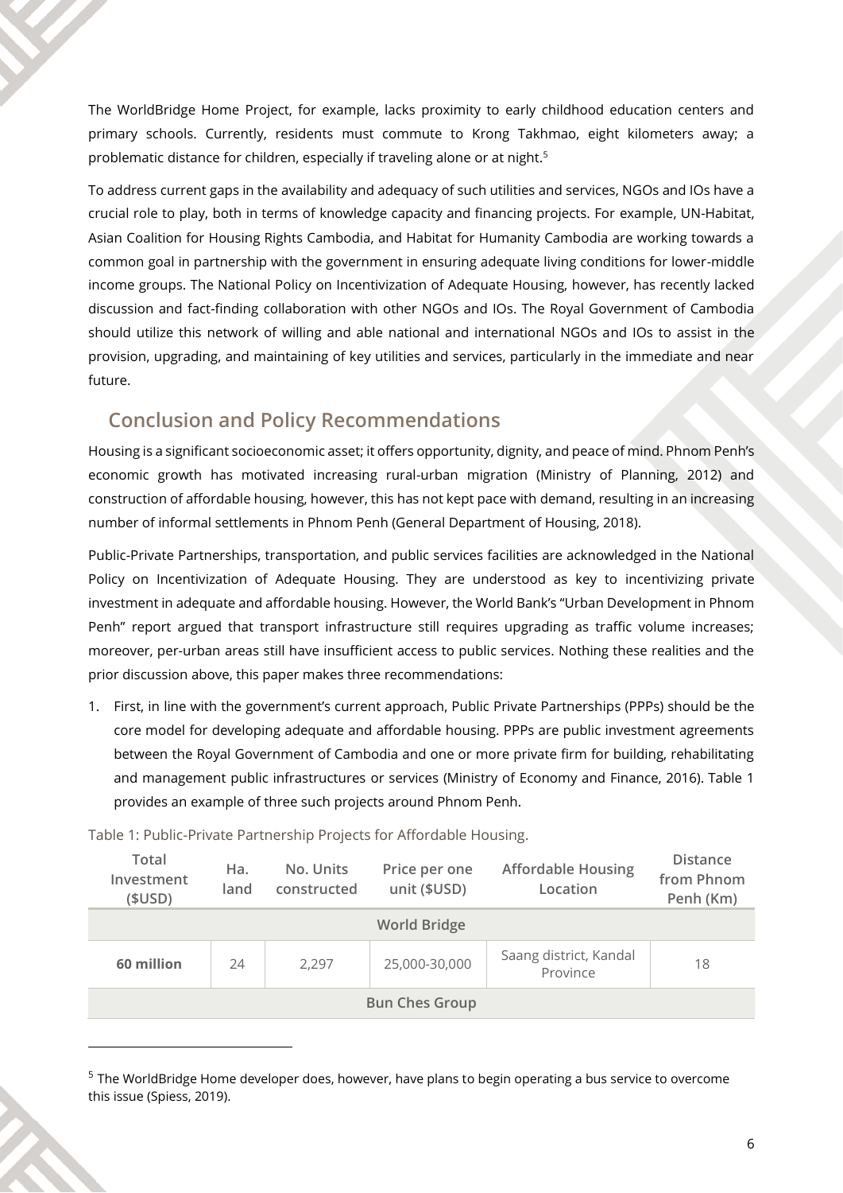The WorldBridge Home Project, for example, lacks proximity to early childhood education centers and primary schools. Currently, residents must commute to Krong Takhmao, eight kilometers away; a problematic distance for children, especially if traveling alone or at night.[5]

To address current gaps in the availability and adequacy of such utilities and services, NGOs and IOs have a crucial role to play, both in terms of knowledge capacity and financing projects. For example, UN-Habitat, Asian Coalition for Housing Rights Cambodia, and Habitat for Humanity Cambodia are working towards a common goal in partnership with the government in ensuring adequate living conditions for lower-middle income groups. The National Policy on Incentivization of Adequate Housing, however, has recently lacked discussion and fact-finding collaboration with other NGOs and IOs. The Royal Government of Cambodia should utilize this network of willing and able national and international NGOs and IOs to assist in the provision, upgrading, and maintaining of key utilities and services, particularly in the immediate and near future.

## Conclusion and Policy Recommendations

Housing is a significant socioeconomic asset; it offers opportunity, dignity, and peace of mind. Phnom Penh's economic growth has motivated increasing rural-urban migration (Ministry of Planning, 2012) and construction of affordable housing, however, this has not kept pace with demand, resulting in an increasing number of informal settlements in Phnom Penh (General Department of Housing, 2018).

Public-Private Partnerships, transportation, and public services facilities are acknowledged in the National Policy on Incentivization of Adequate Housing. They are understood as key to incentivizing private investment in adequate and affordable housing. However, the World Bank's "Urban Development in Phnom Penh" report argued that transport infrastructure still requires upgrading as traffic volume increases; moreover, per-urban areas still have insufficient access to public services. Nothing these realities and the prior discussion above, this paper makes three recommendations:

1. First, in line with the government's current approach, Public Private Partnerships (PPPs) should be the core model for developing adequate and affordable housing. PPPs are public investment agreements between the Royal Government of Cambodia and one or more private firm for building, rehabilitating and management public infrastructures or services (Ministry of Economy and Finance, 2016). Table 1 provides an example of three such projects around Phnom Penh.

Table 1: Public-Private Partnership Projects for Affordable Housing.

| Total Investment ($USD) | Ha. land | No. Units constructed | Price per one unit ($USD) | Affordable Housing Location | Distance from Phnom Penh (Km) |
|---|---|---|---|---|---|
| World Bridge | | | | | |
| **60 million** | 24 | 2,297 | 25,000-30,000 | Saang district, Kandal Province | 18 |
| Bun Ches Group | | | | | |

[5] The WorldBridge Home developer does, however, have plans to begin operating a bus service to overcome this issue (Spiess, 2019).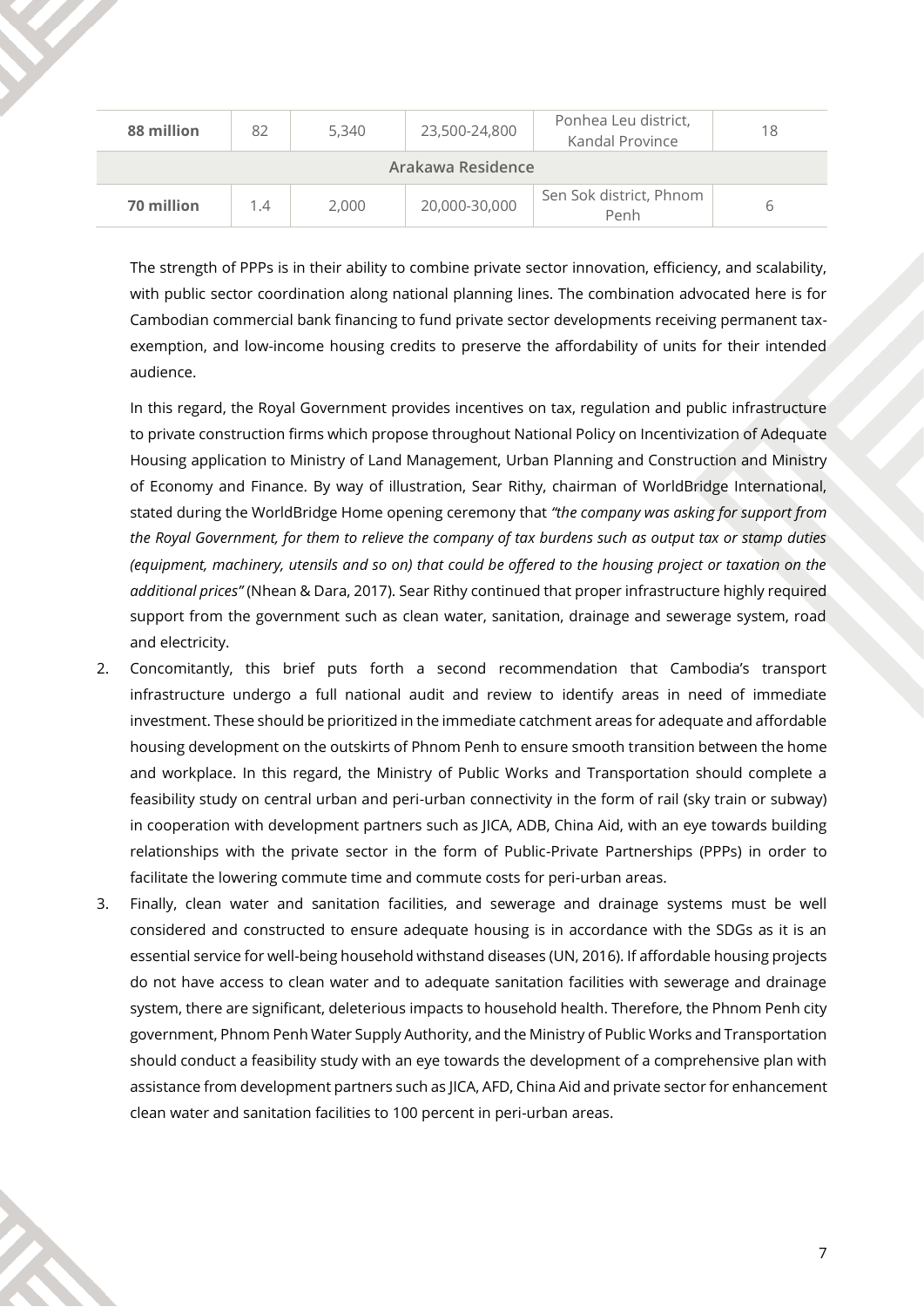| | | | | | |
|---|---|---|---|---|---|
| **88 million** | 82 | 5,340 | 23,500-24,800 | Ponhea Leu district, Kandal Province | 18 |
| **Arakawa Residence** | | | | | |
| **70 million** | 1.4 | 2,000 | 20,000-30,000 | Sen Sok district, Phnom Penh | 6 |

The strength of PPPs is in their ability to combine private sector innovation, efficiency, and scalability, with public sector coordination along national planning lines. The combination advocated here is for Cambodian commercial bank financing to fund private sector developments receiving permanent tax-exemption, and low-income housing credits to preserve the affordability of units for their intended audience.

In this regard, the Royal Government provides incentives on tax, regulation and public infrastructure to private construction firms which propose throughout National Policy on Incentivization of Adequate Housing application to Ministry of Land Management, Urban Planning and Construction and Ministry of Economy and Finance. By way of illustration, Sear Rithy, chairman of WorldBridge International, stated during the WorldBridge Home opening ceremony that *"the company was asking for support from the Royal Government, for them to relieve the company of tax burdens such as output tax or stamp duties (equipment, machinery, utensils and so on) that could be offered to the housing project or taxation on the additional prices"* (Nhean & Dara, 2017). Sear Rithy continued that proper infrastructure highly required support from the government such as clean water, sanitation, drainage and sewerage system, road and electricity.

2. Concomitantly, this brief puts forth a second recommendation that Cambodia's transport infrastructure undergo a full national audit and review to identify areas in need of immediate investment. These should be prioritized in the immediate catchment areas for adequate and affordable housing development on the outskirts of Phnom Penh to ensure smooth transition between the home and workplace. In this regard, the Ministry of Public Works and Transportation should complete a feasibility study on central urban and peri-urban connectivity in the form of rail (sky train or subway) in cooperation with development partners such as JICA, ADB, China Aid, with an eye towards building relationships with the private sector in the form of Public-Private Partnerships (PPPs) in order to facilitate the lowering commute time and commute costs for peri-urban areas.
3. Finally, clean water and sanitation facilities, and sewerage and drainage systems must be well considered and constructed to ensure adequate housing is in accordance with the SDGs as it is an essential service for well-being household withstand diseases (UN, 2016). If affordable housing projects do not have access to clean water and to adequate sanitation facilities with sewerage and drainage system, there are significant, deleterious impacts to household health. Therefore, the Phnom Penh city government, Phnom Penh Water Supply Authority, and the Ministry of Public Works and Transportation should conduct a feasibility study with an eye towards the development of a comprehensive plan with assistance from development partners such as JICA, AFD, China Aid and private sector for enhancement clean water and sanitation facilities to 100 percent in peri-urban areas.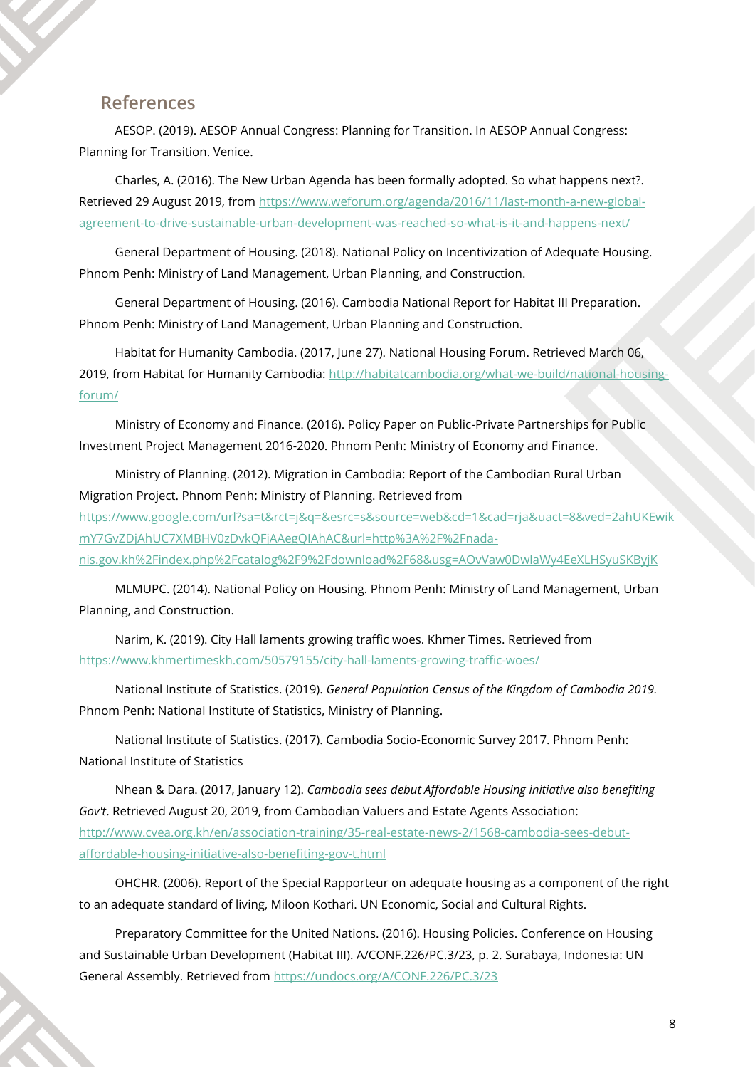## References

AESOP. (2019). AESOP Annual Congress: Planning for Transition. In AESOP Annual Congress: Planning for Transition. Venice.

Charles, A. (2016). The New Urban Agenda has been formally adopted. So what happens next?. Retrieved 29 August 2019, from https://www.weforum.org/agenda/2016/11/last-month-a-new-global-agreement-to-drive-sustainable-urban-development-was-reached-so-what-is-it-and-happens-next/

General Department of Housing. (2018). National Policy on Incentivization of Adequate Housing. Phnom Penh: Ministry of Land Management, Urban Planning, and Construction.

General Department of Housing. (2016). Cambodia National Report for Habitat III Preparation. Phnom Penh: Ministry of Land Management, Urban Planning and Construction.

Habitat for Humanity Cambodia. (2017, June 27). National Housing Forum. Retrieved March 06, 2019, from Habitat for Humanity Cambodia: http://habitatcambodia.org/what-we-build/national-housing-forum/

Ministry of Economy and Finance. (2016). Policy Paper on Public-Private Partnerships for Public Investment Project Management 2016-2020. Phnom Penh: Ministry of Economy and Finance.

Ministry of Planning. (2012). Migration in Cambodia: Report of the Cambodian Rural Urban Migration Project. Phnom Penh: Ministry of Planning. Retrieved from https://www.google.com/url?sa=t&rct=j&q=&esrc=s&source=web&cd=1&cad=rja&uact=8&ved=2ahUKEwikmY7GvZDjAhUC7XMBHV0zDvkQFjAAegQIAhAC&url=http%3A%2F%2Fnada-nis.gov.kh%2Findex.php%2Fcatalog%2F9%2Fdownload%2F68&usg=AOvVaw0DwlaWy4EeXLHSyuSKByjK

MLMUPC. (2014). National Policy on Housing. Phnom Penh: Ministry of Land Management, Urban Planning, and Construction.

Narim, K. (2019). City Hall laments growing traffic woes. Khmer Times. Retrieved from https://www.khmertimeskh.com/50579155/city-hall-laments-growing-traffic-woes/

National Institute of Statistics. (2019). *General Population Census of the Kingdom of Cambodia 2019.* Phnom Penh: National Institute of Statistics, Ministry of Planning.

National Institute of Statistics. (2017). Cambodia Socio-Economic Survey 2017. Phnom Penh: National Institute of Statistics

Nhean & Dara. (2017, January 12). *Cambodia sees debut Affordable Housing initiative also benefiting Gov't*. Retrieved August 20, 2019, from Cambodian Valuers and Estate Agents Association: http://www.cvea.org.kh/en/association-training/35-real-estate-news-2/1568-cambodia-sees-debut-affordable-housing-initiative-also-benefiting-gov-t.html

OHCHR. (2006). Report of the Special Rapporteur on adequate housing as a component of the right to an adequate standard of living, Miloon Kothari. UN Economic, Social and Cultural Rights.

Preparatory Committee for the United Nations. (2016). Housing Policies. Conference on Housing and Sustainable Urban Development (Habitat III). A/CONF.226/PC.3/23, p. 2. Surabaya, Indonesia: UN General Assembly. Retrieved from https://undocs.org/A/CONF.226/PC.3/23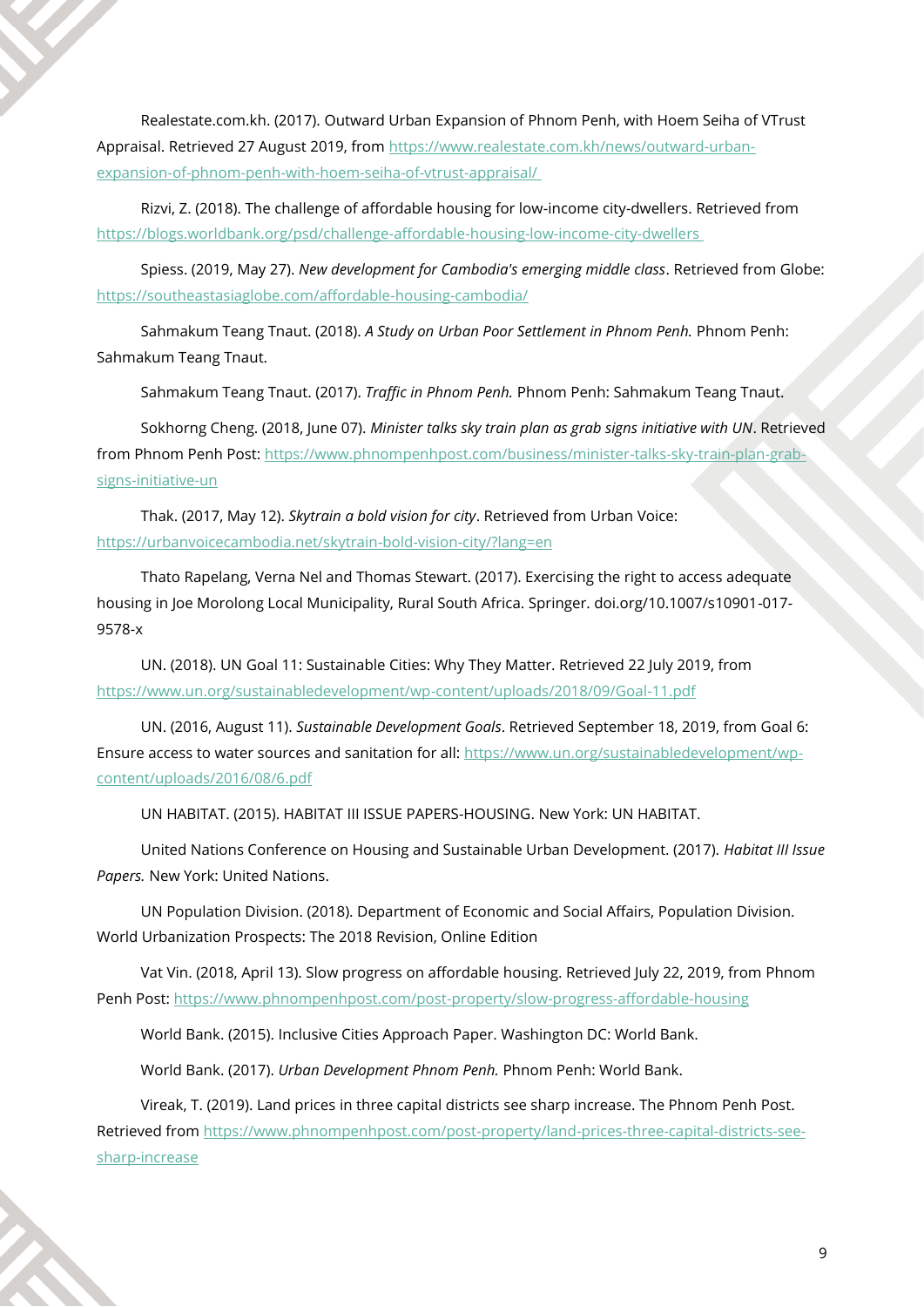Realestate.com.kh. (2017). Outward Urban Expansion of Phnom Penh, with Hoem Seiha of VTrust Appraisal. Retrieved 27 August 2019, from https://www.realestate.com.kh/news/outward-urban-expansion-of-phnom-penh-with-hoem-seiha-of-vtrust-appraisal/

Rizvi, Z. (2018). The challenge of affordable housing for low-income city-dwellers. Retrieved from https://blogs.worldbank.org/psd/challenge-affordable-housing-low-income-city-dwellers

Spiess. (2019, May 27). *New development for Cambodia's emerging middle class*. Retrieved from Globe: https://southeastasiaglobe.com/affordable-housing-cambodia/

Sahmakum Teang Tnaut. (2018). *A Study on Urban Poor Settlement in Phnom Penh.* Phnom Penh: Sahmakum Teang Tnaut.

Sahmakum Teang Tnaut. (2017). *Traffic in Phnom Penh.* Phnom Penh: Sahmakum Teang Tnaut.

Sokhorng Cheng. (2018, June 07). *Minister talks sky train plan as grab signs initiative with UN*. Retrieved from Phnom Penh Post: https://www.phnompenhpost.com/business/minister-talks-sky-train-plan-grab-signs-initiative-un

Thak. (2017, May 12). *Skytrain a bold vision for city*. Retrieved from Urban Voice: https://urbanvoicecambodia.net/skytrain-bold-vision-city/?lang=en

Thato Rapelang, Verna Nel and Thomas Stewart. (2017). Exercising the right to access adequate housing in Joe Morolong Local Municipality, Rural South Africa. Springer. doi.org/10.1007/s10901-017-9578-x

UN. (2018). UN Goal 11: Sustainable Cities: Why They Matter. Retrieved 22 July 2019, from https://www.un.org/sustainabledevelopment/wp-content/uploads/2018/09/Goal-11.pdf

UN. (2016, August 11). *Sustainable Development Goals*. Retrieved September 18, 2019, from Goal 6: Ensure access to water sources and sanitation for all: https://www.un.org/sustainabledevelopment/wp-content/uploads/2016/08/6.pdf

UN HABITAT. (2015). HABITAT III ISSUE PAPERS-HOUSING. New York: UN HABITAT.

United Nations Conference on Housing and Sustainable Urban Development. (2017). *Habitat III Issue Papers.* New York: United Nations.

UN Population Division. (2018). Department of Economic and Social Affairs, Population Division. World Urbanization Prospects: The 2018 Revision, Online Edition

Vat Vin. (2018, April 13). Slow progress on affordable housing. Retrieved July 22, 2019, from Phnom Penh Post: https://www.phnompenhpost.com/post-property/slow-progress-affordable-housing

World Bank. (2015). Inclusive Cities Approach Paper. Washington DC: World Bank.

World Bank. (2017). *Urban Development Phnom Penh.* Phnom Penh: World Bank.

Vireak, T. (2019). Land prices in three capital districts see sharp increase. The Phnom Penh Post. Retrieved from https://www.phnompenhpost.com/post-property/land-prices-three-capital-districts-see-sharp-increase